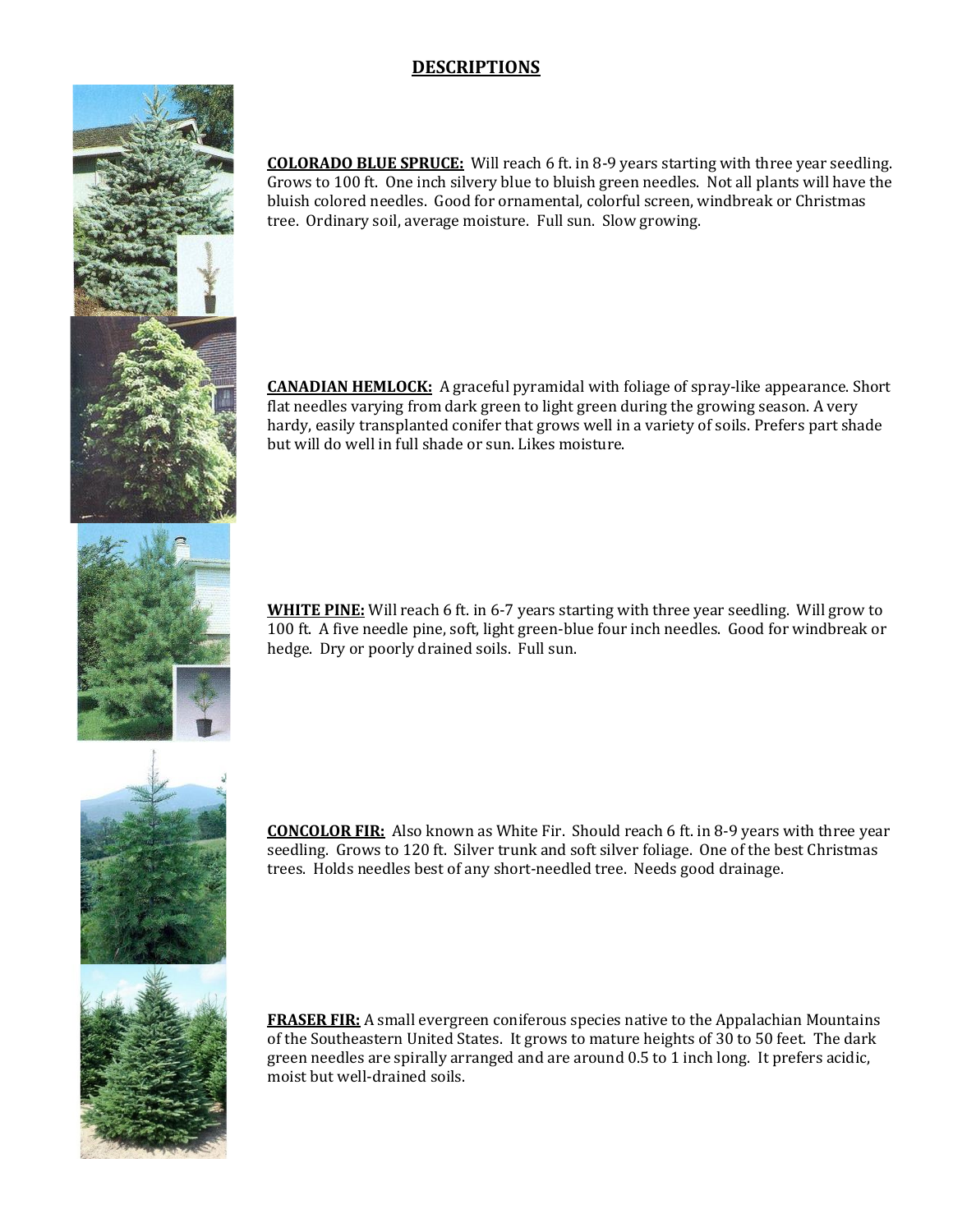# DESCRIPTIONS

**COLORADO BLUE SPRUCE:** Will reach 6 ft. in 8-9 years starting with three year seedling. Grows to 100 ft. One inch silvery blue to bluish green needles. Not all plants will have the bluish colored needles. Good for ornamental, colorful screen, windbreak or Christmas tree. Ordinary soil, average moisture. Full sun. Slow growing.

**CANADIAN HEMLOCK:** A graceful pyramidal with foliage of spray-like appearance. Short flat needles varying from dark green to light green during the growing season. A very hardy, easily transplanted conifer that grows well in a variety of soils. Prefers part shade but will do well in full shade or sun. Likes moisture.

**WHITE PINE:** Will reach 6 ft. in 6-7 years starting with three year seedling. Will grow to 100 ft. A five needle pine, soft, light green-blue four inch needles. Good for windbreak or hedge. Dry or poorly drained soils. Full sun.

**CONCOLOR FIR:** Also known as White Fir. Should reach 6 ft. in 8-9 years with three year seedling. Grows to 120 ft. Silver trunk and soft silver foliage. One of the best Christmas trees. Holds needles best of any short-needled tree. Needs good drainage.

**FRASER FIR:** A small evergreen coniferous species native to the Appalachian Mountains of the Southeastern United States. It grows to mature heights of 30 to 50 feet. The dark green needles are spirally arranged and are around 0.5 to 1 inch long. It prefers acidic, moist but well-drained soils.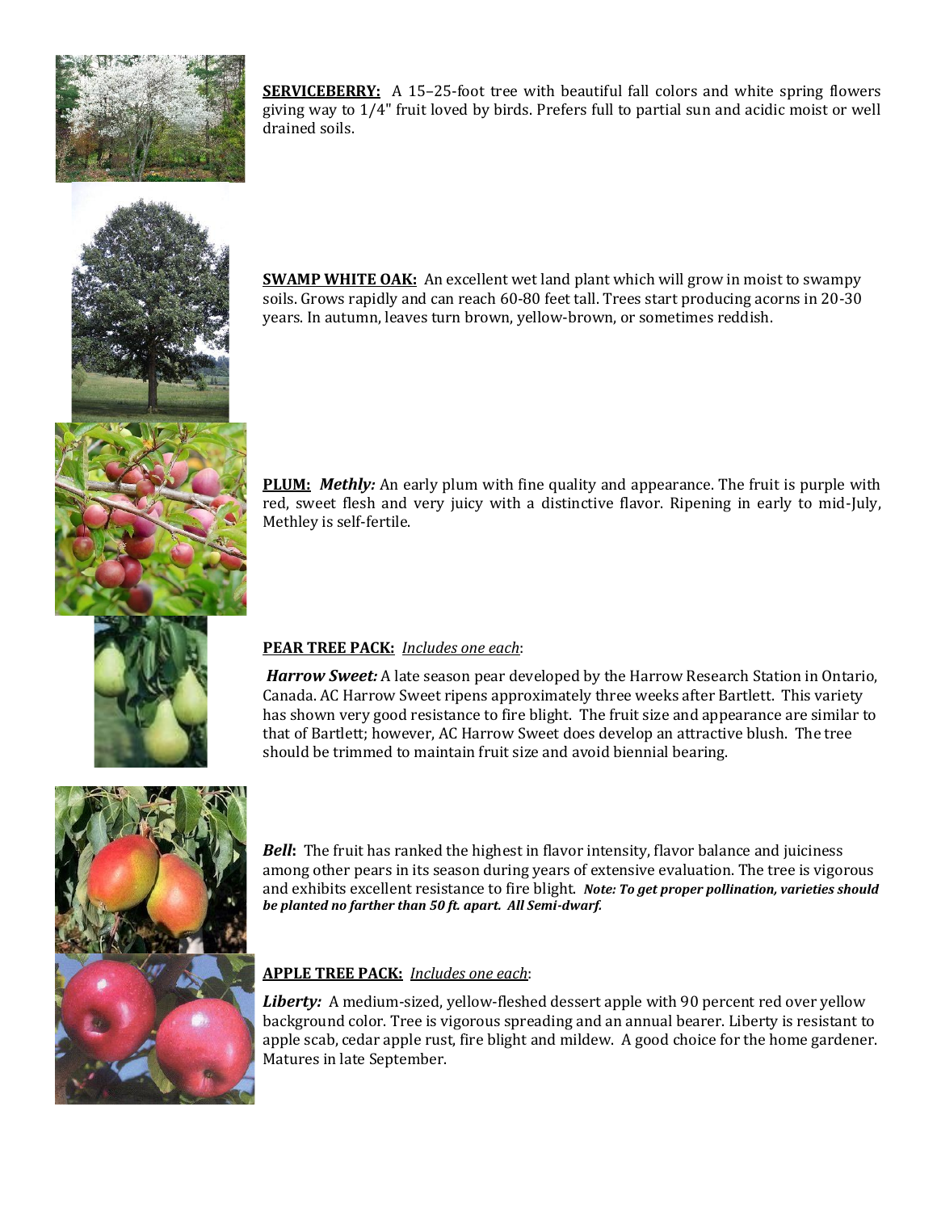**SERVICEBERRY:** A 15–25-foot tree with beautiful fall colors and white spring flowers giving way to 1/4" fruit loved by birds. Prefers full to partial sun and acidic moist or well drained soils.

**SWAMP WHITE OAK:** An excellent wet land plant which will grow in moist to swampy soils. Grows rapidly and can reach 60-80 feet tall. Trees start producing acorns in 20-30 years. In autumn, leaves turn brown, yellow-brown, or sometimes reddish.

**PLUM:** ***Methly:*** An early plum with fine quality and appearance. The fruit is purple with red, sweet flesh and very juicy with a distinctive flavor. Ripening in early to mid-July, Methley is self-fertile.

**PEAR TREE PACK:** *Includes one each*:

***Harrow Sweet:*** A late season pear developed by the Harrow Research Station in Ontario, Canada. AC Harrow Sweet ripens approximately three weeks after Bartlett. This variety has shown very good resistance to fire blight. The fruit size and appearance are similar to that of Bartlett; however, AC Harrow Sweet does develop an attractive blush. The tree should be trimmed to maintain fruit size and avoid biennial bearing.

***Bell*:** The fruit has ranked the highest in flavor intensity, flavor balance and juiciness among other pears in its season during years of extensive evaluation. The tree is vigorous and exhibits excellent resistance to fire blight. ***Note: To get proper pollination, varieties should be planted no farther than 50 ft. apart. All Semi-dwarf.***

**APPLE TREE PACK:** *Includes one each*:

***Liberty:*** A medium-sized, yellow-fleshed dessert apple with 90 percent red over yellow background color. Tree is vigorous spreading and an annual bearer. Liberty is resistant to apple scab, cedar apple rust, fire blight and mildew. A good choice for the home gardener. Matures in late September.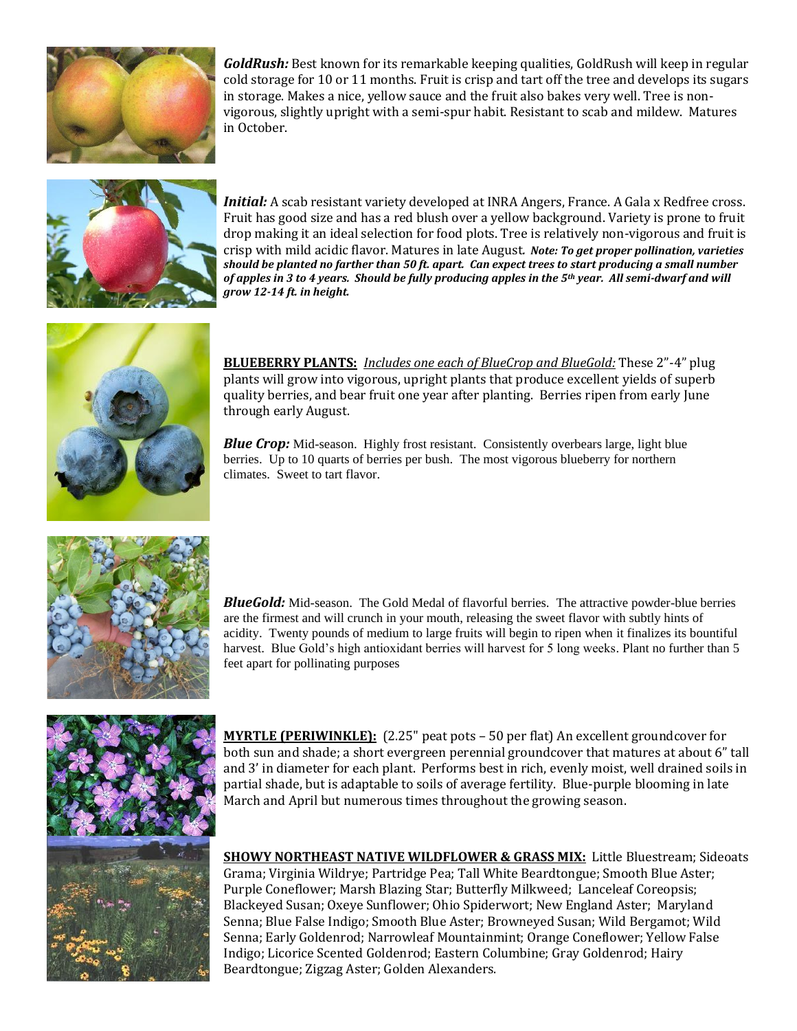***GoldRush:*** Best known for its remarkable keeping qualities, GoldRush will keep in regular cold storage for 10 or 11 months. Fruit is crisp and tart off the tree and develops its sugars in storage. Makes a nice, yellow sauce and the fruit also bakes very well. Tree is non-vigorous, slightly upright with a semi-spur habit. Resistant to scab and mildew. Matures in October.

***Initial:*** A scab resistant variety developed at INRA Angers, France. A Gala x Redfree cross. Fruit has good size and has a red blush over a yellow background. Variety is prone to fruit drop making it an ideal selection for food plots. Tree is relatively non-vigorous and fruit is crisp with mild acidic flavor. Matures in late August. ***Note: To get proper pollination, varieties should be planted no farther than 50 ft. apart. Can expect trees to start producing a small number of apples in 3 to 4 years. Should be fully producing apples in the 5th year. All semi-dwarf and will grow 12-14 ft. in height.***

**BLUEBERRY PLANTS:** *Includes one each of BlueCrop and BlueGold:* These 2"-4" plug plants will grow into vigorous, upright plants that produce excellent yields of superb quality berries, and bear fruit one year after planting. Berries ripen from early June through early August.

***Blue Crop:*** Mid-season. Highly frost resistant. Consistently overbears large, light blue berries. Up to 10 quarts of berries per bush. The most vigorous blueberry for northern climates. Sweet to tart flavor.

***BlueGold:*** Mid-season. The Gold Medal of flavorful berries. The attractive powder-blue berries are the firmest and will crunch in your mouth, releasing the sweet flavor with subtly hints of acidity. Twenty pounds of medium to large fruits will begin to ripen when it finalizes its bountiful harvest. Blue Gold's high antioxidant berries will harvest for 5 long weeks. Plant no further than 5 feet apart for pollinating purposes

**MYRTLE (PERIWINKLE):** (2.25" peat pots – 50 per flat) An excellent groundcover for both sun and shade; a short evergreen perennial groundcover that matures at about 6" tall and 3' in diameter for each plant. Performs best in rich, evenly moist, well drained soils in partial shade, but is adaptable to soils of average fertility. Blue-purple blooming in late March and April but numerous times throughout the growing season.

**SHOWY NORTHEAST NATIVE WILDFLOWER & GRASS MIX:** Little Bluestream; Sideoats Grama; Virginia Wildrye; Partridge Pea; Tall White Beardtongue; Smooth Blue Aster; Purple Coneflower; Marsh Blazing Star; Butterfly Milkweed; Lanceleaf Coreopsis; Blackeyed Susan; Oxeye Sunflower; Ohio Spiderwort; New England Aster; Maryland Senna; Blue False Indigo; Smooth Blue Aster; Browneyed Susan; Wild Bergamot; Wild Senna; Early Goldenrod; Narrowleaf Mountainmint; Orange Coneflower; Yellow False Indigo; Licorice Scented Goldenrod; Eastern Columbine; Gray Goldenrod; Hairy Beardtongue; Zigzag Aster; Golden Alexanders.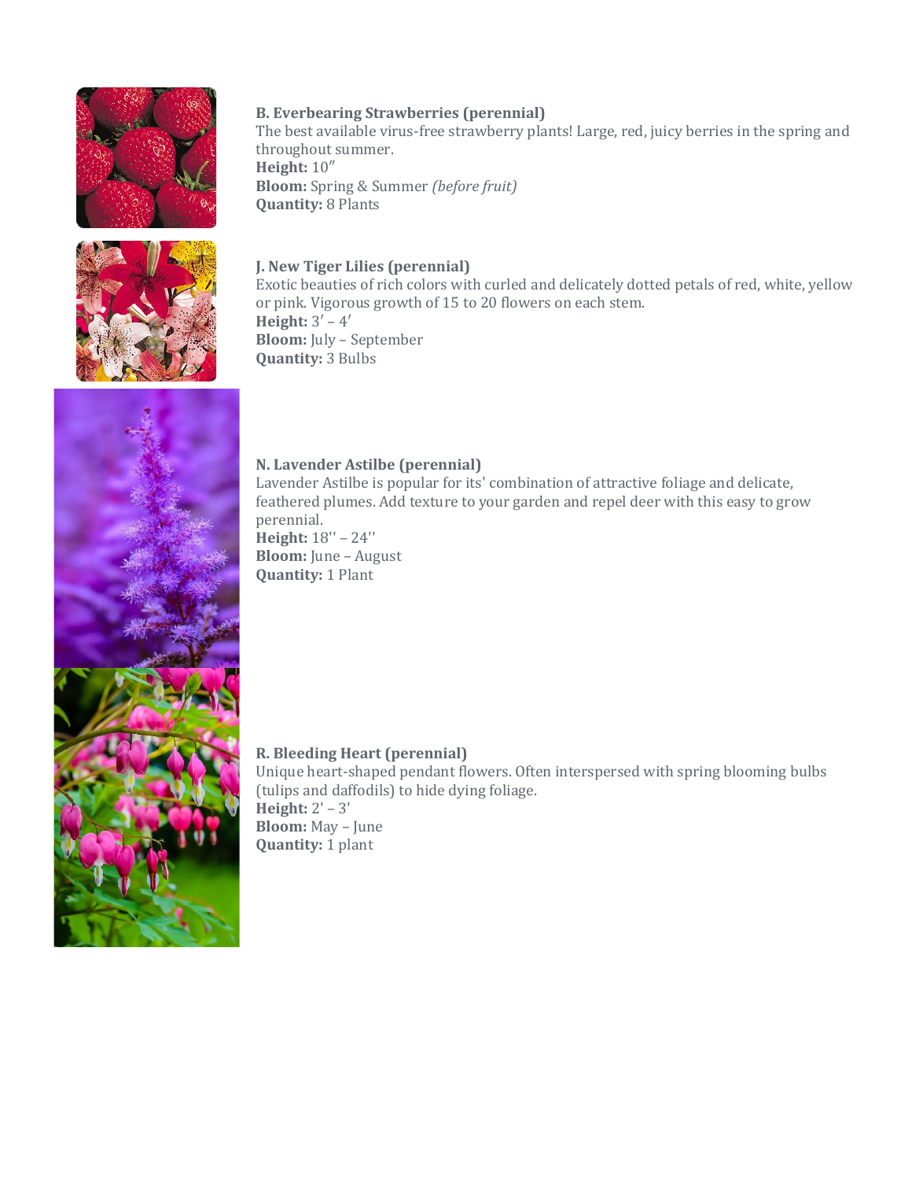**B. Everbearing Strawberries (perennial)**
The best available virus-free strawberry plants! Large, red, juicy berries in the spring and throughout summer.
**Height:** 10″
**Bloom:** Spring & Summer *(before fruit)*
**Quantity:** 8 Plants

**J. New Tiger Lilies (perennial)**
Exotic beauties of rich colors with curled and delicately dotted petals of red, white, yellow or pink. Vigorous growth of 15 to 20 flowers on each stem.
**Height:** 3′ – 4′
**Bloom:** July – September
**Quantity:** 3 Bulbs

**N. Lavender Astilbe (perennial)**
Lavender Astilbe is popular for its' combination of attractive foliage and delicate, feathered plumes. Add texture to your garden and repel deer with this easy to grow perennial.
**Height:** 18'' – 24''
**Bloom:** June – August
**Quantity:** 1 Plant

**R. Bleeding Heart (perennial)**
Unique heart-shaped pendant flowers. Often interspersed with spring blooming bulbs (tulips and daffodils) to hide dying foliage.
**Height:** 2' – 3'
**Bloom:** May – June
**Quantity:** 1 plant